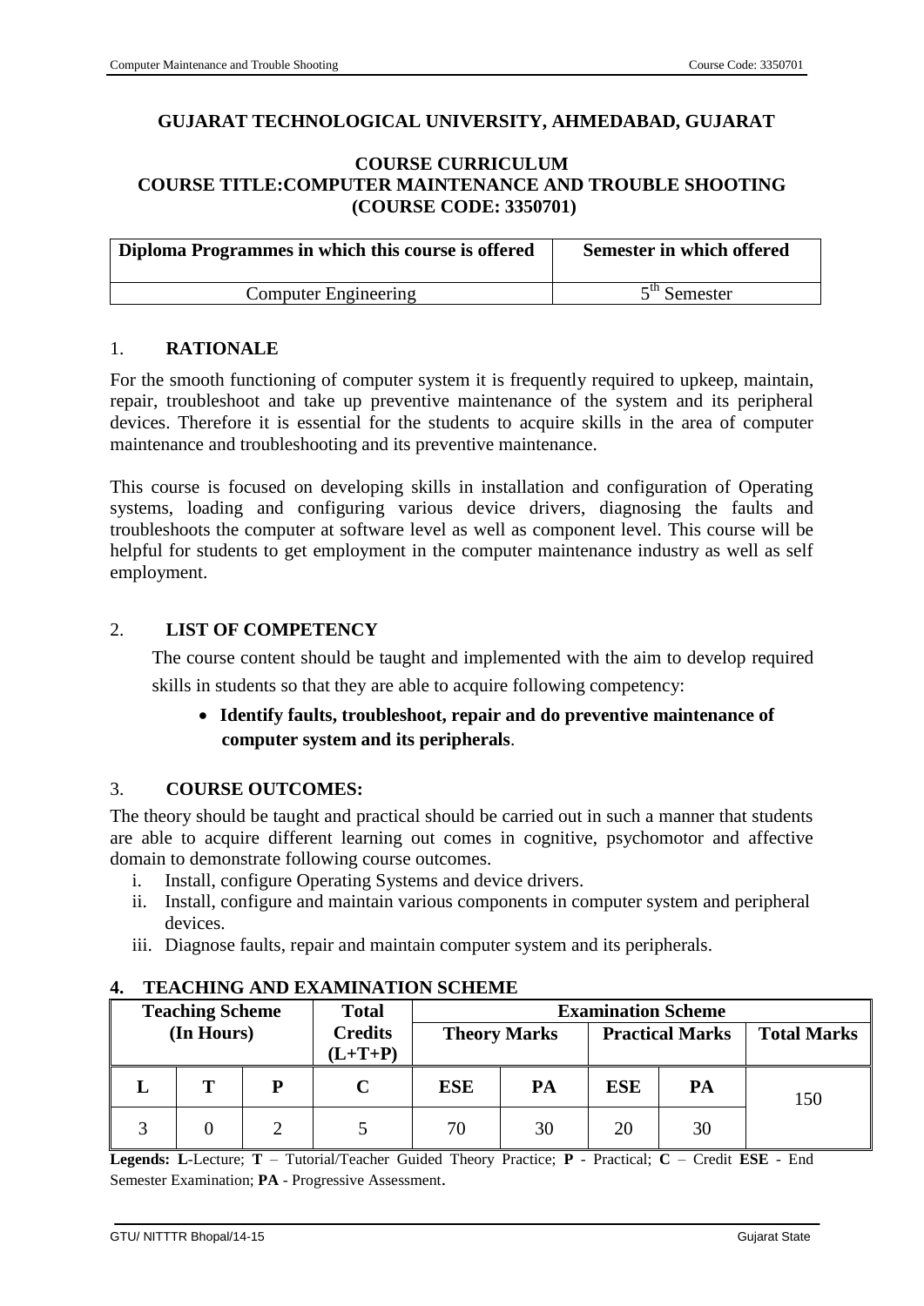# GUJARAT TECHNOLOGICAL UNIVERSITY, AHMEDABAD, GUJARAT

## COURSE CURRICULUM
## COURSE TITLE:COMPUTER MAINTENANCE AND TROUBLE SHOOTING
## (COURSE CODE: 3350701)

| Diploma Programmes in which this course is offered | Semester in which offered |
|---|---|
| Computer Engineering | 5th Semester |

## 1. RATIONALE

For the smooth functioning of computer system it is frequently required to upkeep, maintain, repair, troubleshoot and take up preventive maintenance of the system and its peripheral devices. Therefore it is essential for the students to acquire skills in the area of computer maintenance and troubleshooting and its preventive maintenance.

This course is focused on developing skills in installation and configuration of Operating systems, loading and configuring various device drivers, diagnosing the faults and troubleshoots the computer at software level as well as component level. This course will be helpful for students to get employment in the computer maintenance industry as well as self employment.

## 2. LIST OF COMPETENCY

The course content should be taught and implemented with the aim to develop required skills in students so that they are able to acquire following competency:

- **Identify faults, troubleshoot, repair and do preventive maintenance of computer system and its peripherals**.

## 3. COURSE OUTCOMES:

The theory should be taught and practical should be carried out in such a manner that students are able to acquire different learning out comes in cognitive, psychomotor and affective domain to demonstrate following course outcomes.

i. Install, configure Operating Systems and device drivers.
ii. Install, configure and maintain various components in computer system and peripheral devices.
iii. Diagnose faults, repair and maintain computer system and its peripherals.

## 4. TEACHING AND EXAMINATION SCHEME

| Teaching Scheme (In Hours) | | | Total Credits (L+T+P) | Examination Scheme | | | | |
|---|---|---|---|---|---|---|---|---|
| | | | | Theory Marks | | Practical Marks | | Total Marks |
| L | T | P | C | ESE | PA | ESE | PA | 150 |
| 3 | 0 | 2 | 5 | 70 | 30 | 20 | 30 | |

**Legends: L**-Lecture; **T** – Tutorial/Teacher Guided Theory Practice; **P** - Practical; **C** – Credit **ESE** - End Semester Examination; **PA** - Progressive Assessment.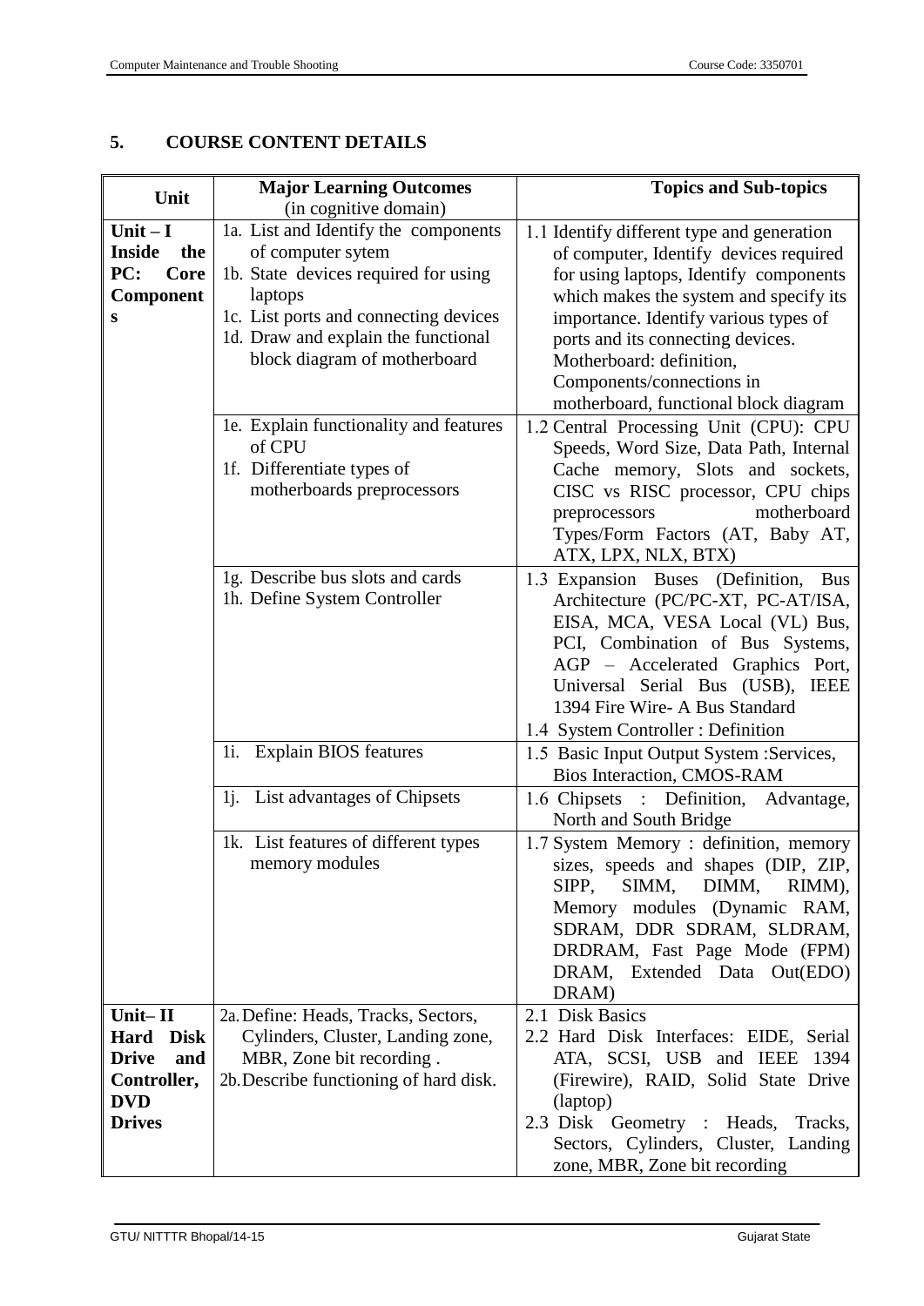## 5. COURSE CONTENT DETAILS

| Unit | Major Learning Outcomes (in cognitive domain) | Topics and Sub-topics |
|---|---|---|
| **Unit – I Inside the PC: Core Components** | 1a. List and Identify the components of computer sytem<br>1b. State devices required for using laptops<br>1c. List ports and connecting devices<br>1d. Draw and explain the functional block diagram of motherboard | 1.1 Identify different type and generation of computer, Identify devices required for using laptops, Identify components which makes the system and specify its importance. Identify various types of ports and its connecting devices. Motherboard: definition, Components/connections in motherboard, functional block diagram |
| | 1e. Explain functionality and features of CPU<br>1f. Differentiate types of motherboards preprocessors | 1.2 Central Processing Unit (CPU): CPU Speeds, Word Size, Data Path, Internal Cache memory, Slots and sockets, CISC vs RISC processor, CPU chips preprocessors motherboard Types/Form Factors (AT, Baby AT, ATX, LPX, NLX, BTX) |
| | 1g. Describe bus slots and cards<br>1h. Define System Controller | 1.3 Expansion Buses (Definition, Bus Architecture (PC/PC-XT, PC-AT/ISA, EISA, MCA, VESA Local (VL) Bus, PCI, Combination of Bus Systems, AGP – Accelerated Graphics Port, Universal Serial Bus (USB), IEEE 1394 Fire Wire- A Bus Standard<br>1.4 System Controller : Definition |
| | 1i. Explain BIOS features | 1.5 Basic Input Output System :Services, Bios Interaction, CMOS-RAM |
| | 1j. List advantages of Chipsets | 1.6 Chipsets : Definition, Advantage, North and South Bridge |
| | 1k. List features of different types memory modules | 1.7 System Memory : definition, memory sizes, speeds and shapes (DIP, ZIP, SIPP, SIMM, DIMM, RIMM), Memory modules (Dynamic RAM, SDRAM, DDR SDRAM, SLDRAM, DRDRAM, Fast Page Mode (FPM) DRAM, Extended Data Out(EDO) DRAM) |
| **Unit– II Hard Disk Drive and Controller, DVD Drives** | 2a. Define: Heads, Tracks, Sectors, Cylinders, Cluster, Landing zone, MBR, Zone bit recording .<br>2b. Describe functioning of hard disk. | 2.1 Disk Basics<br>2.2 Hard Disk Interfaces: EIDE, Serial ATA, SCSI, USB and IEEE 1394 (Firewire), RAID, Solid State Drive (laptop)<br>2.3 Disk Geometry : Heads, Tracks, Sectors, Cylinders, Cluster, Landing zone, MBR, Zone bit recording |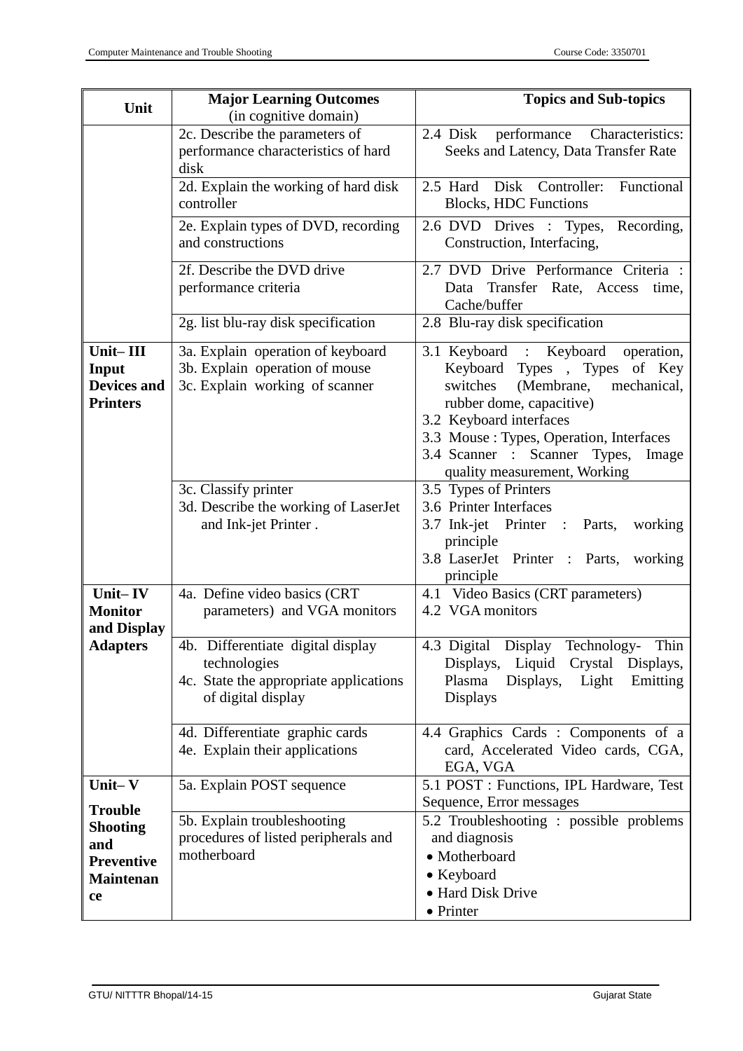| Unit | Major Learning Outcomes (in cognitive domain) | Topics and Sub-topics |
|---|---|---|
| | 2c. Describe the parameters of performance characteristics of hard disk | 2.4 Disk performance Characteristics: Seeks and Latency, Data Transfer Rate |
| | 2d. Explain the working of hard disk controller | 2.5 Hard Disk Controller: Functional Blocks, HDC Functions |
| | 2e. Explain types of DVD, recording and constructions | 2.6 DVD Drives : Types, Recording, Construction, Interfacing, |
| | 2f. Describe the DVD drive performance criteria | 2.7 DVD Drive Performance Criteria : Data Transfer Rate, Access time, Cache/buffer |
| | 2g. list blu-ray disk specification | 2.8 Blu-ray disk specification |
| **Unit– III Input Devices and Printers** | 3a. Explain operation of keyboard<br>3b. Explain operation of mouse<br>3c. Explain working of scanner | 3.1 Keyboard : Keyboard operation, Keyboard Types , Types of Key switches (Membrane, mechanical, rubber dome, capacitive)<br>3.2 Keyboard interfaces<br>3.3 Mouse : Types, Operation, Interfaces<br>3.4 Scanner : Scanner Types, Image quality measurement, Working |
| | 3c. Classify printer<br>3d. Describe the working of LaserJet and Ink-jet Printer . | 3.5 Types of Printers<br>3.6 Printer Interfaces<br>3.7 Ink-jet Printer : Parts, working principle<br>3.8 LaserJet Printer : Parts, working principle |
| **Unit– IV Monitor and Display Adapters** | 4a. Define video basics (CRT parameters) and VGA monitors | 4.1 Video Basics (CRT parameters)<br>4.2 VGA monitors |
| | 4b. Differentiate digital display technologies<br>4c. State the appropriate applications of digital display | 4.3 Digital Display Technology- Thin Displays, Liquid Crystal Displays, Plasma Displays, Light Emitting Displays |
| | 4d. Differentiate graphic cards<br>4e. Explain their applications | 4.4 Graphics Cards : Components of a card, Accelerated Video cards, CGA, EGA, VGA |
| **Unit– V Trouble Shooting and Preventive Maintenance** | 5a. Explain POST sequence | 5.1 POST : Functions, IPL Hardware, Test Sequence, Error messages |
| | 5b. Explain troubleshooting procedures of listed peripherals and motherboard | 5.2 Troubleshooting : possible problems and diagnosis<br>• Motherboard<br>• Keyboard<br>• Hard Disk Drive<br>• Printer |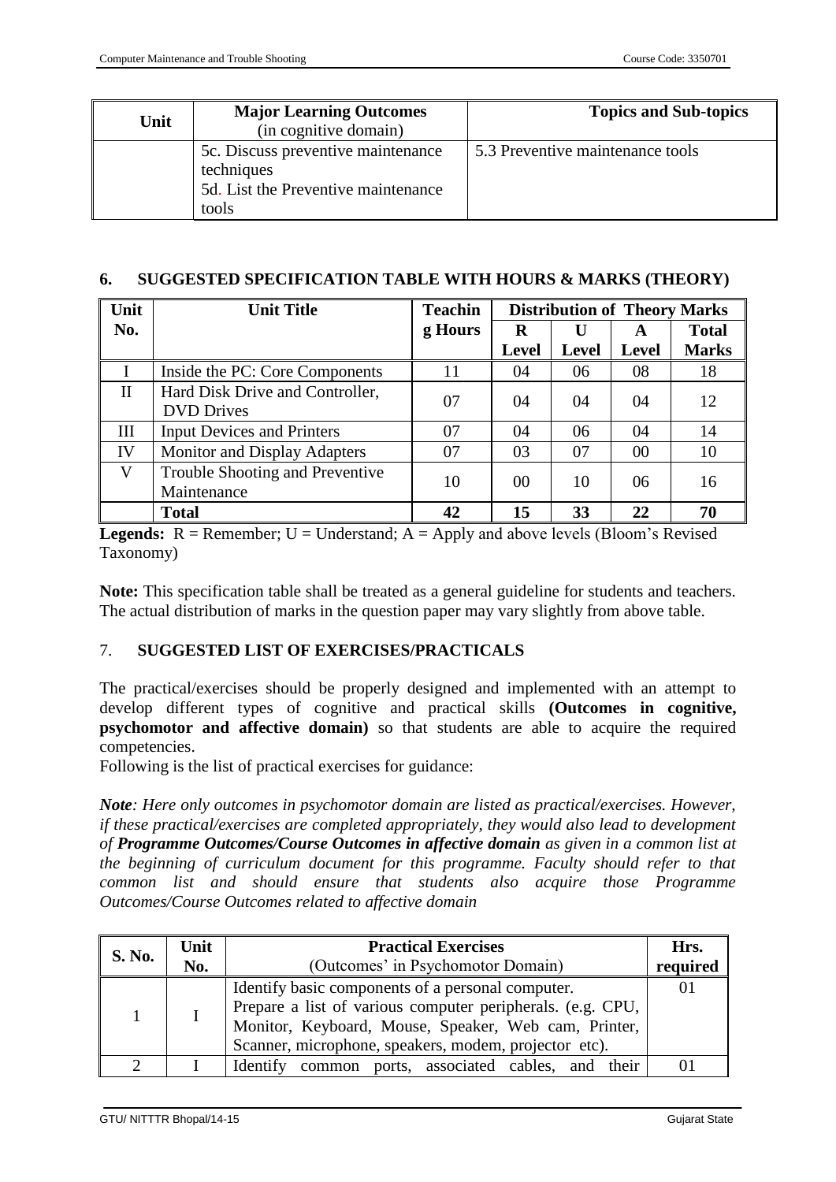| Unit | Major Learning Outcomes (in cognitive domain) | Topics and Sub-topics |
|---|---|---|
| | 5c. Discuss preventive maintenance techniques<br>5d. List the Preventive maintenance tools | 5.3 Preventive maintenance tools |

## 6. SUGGESTED SPECIFICATION TABLE WITH HOURS & MARKS (THEORY)

| Unit No. | Unit Title | Teaching Hours | Distribution of Theory Marks | | | |
|---|---|---|---|---|---|---|
| | | | R Level | U Level | A Level | Total Marks |
| I | Inside the PC: Core Components | 11 | 04 | 06 | 08 | 18 |
| II | Hard Disk Drive and Controller, DVD Drives | 07 | 04 | 04 | 04 | 12 |
| III | Input Devices and Printers | 07 | 04 | 06 | 04 | 14 |
| IV | Monitor and Display Adapters | 07 | 03 | 07 | 00 | 10 |
| V | Trouble Shooting and Preventive Maintenance | 10 | 00 | 10 | 06 | 16 |
| | **Total** | **42** | **15** | **33** | **22** | **70** |

**Legends:** R = Remember; U = Understand; A = Apply and above levels (Bloom's Revised Taxonomy)

**Note:** This specification table shall be treated as a general guideline for students and teachers. The actual distribution of marks in the question paper may vary slightly from above table.

## 7. SUGGESTED LIST OF EXERCISES/PRACTICALS

The practical/exercises should be properly designed and implemented with an attempt to develop different types of cognitive and practical skills **(Outcomes in cognitive, psychomotor and affective domain)** so that students are able to acquire the required competencies.

Following is the list of practical exercises for guidance:

***Note**: Here only outcomes in psychomotor domain are listed as practical/exercises. However, if these practical/exercises are completed appropriately, they would also lead to development of **Programme Outcomes/Course Outcomes in affective domain** as given in a common list at the beginning of curriculum document for this programme. Faculty should refer to that common list and should ensure that students also acquire those Programme Outcomes/Course Outcomes related to affective domain*

| S. No. | Unit No. | Practical Exercises (Outcomes' in Psychomotor Domain) | Hrs. required |
|---|---|---|---|
| 1 | I | Identify basic components of a personal computer. Prepare a list of various computer peripherals. (e.g. CPU, Monitor, Keyboard, Mouse, Speaker, Web cam, Printer, Scanner, microphone, speakers, modem, projector etc). | 01 |
| 2 | I | Identify common ports, associated cables, and their | 01 |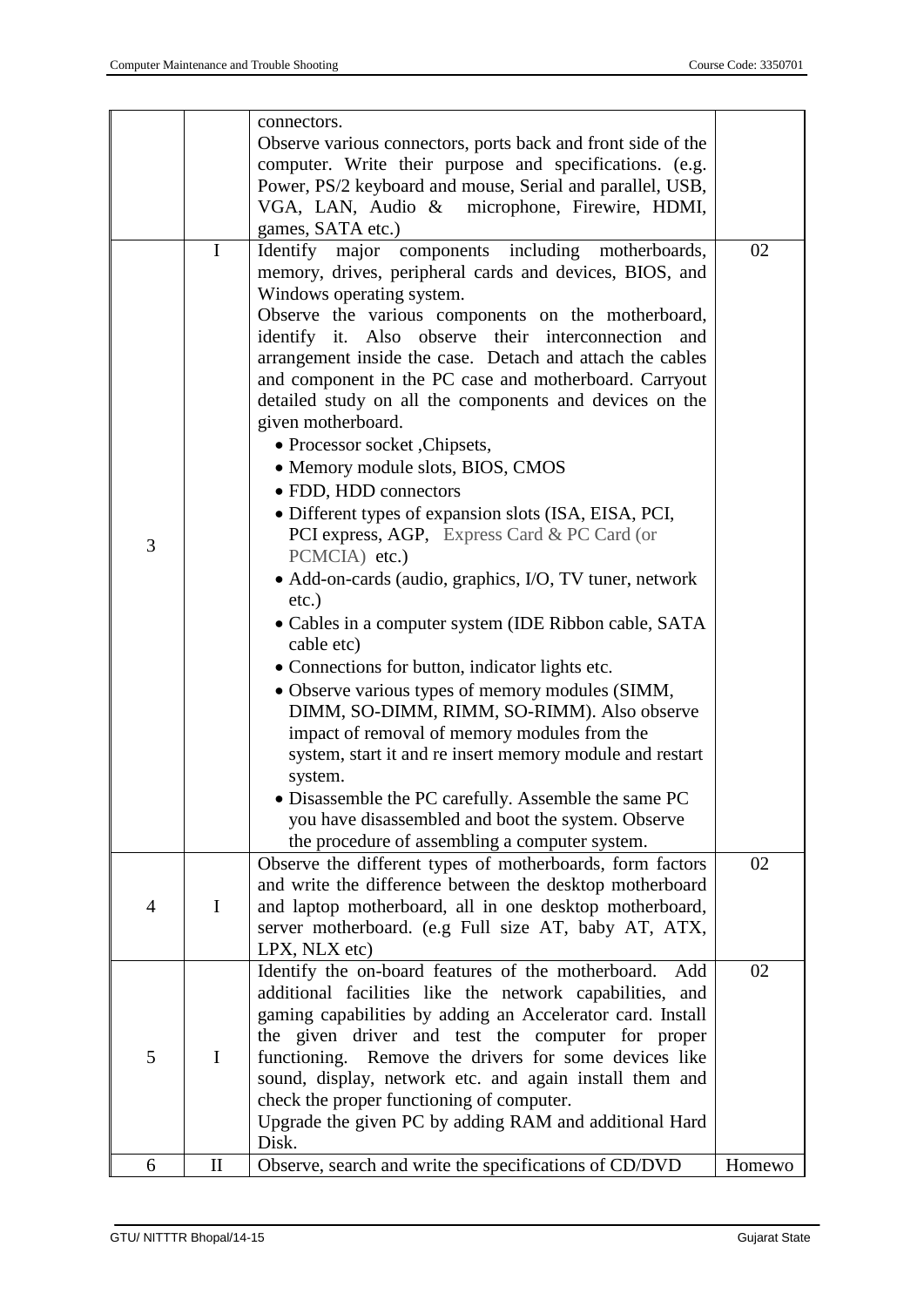|  |  |  |  |
|---|---|---|---|
|  |  | connectors.<br>Observe various connectors, ports back and front side of the computer. Write their purpose and specifications. (e.g. Power, PS/2 keyboard and mouse, Serial and parallel, USB, VGA, LAN, Audio & microphone, Firewire, HDMI, games, SATA etc.) |  |
| 3 | I | Identify major components including motherboards, memory, drives, peripheral cards and devices, BIOS, and Windows operating system.<br>Observe the various components on the motherboard, identify it. Also observe their interconnection and arrangement inside the case. Detach and attach the cables and component in the PC case and motherboard. Carryout detailed study on all the components and devices on the given motherboard.<br>• Processor socket ,Chipsets,<br>• Memory module slots, BIOS, CMOS<br>• FDD, HDD connectors<br>• Different types of expansion slots (ISA, EISA, PCI, PCI express, AGP, Express Card & PC Card (or PCMCIA) etc.)<br>• Add-on-cards (audio, graphics, I/O, TV tuner, network etc.)<br>• Cables in a computer system (IDE Ribbon cable, SATA cable etc)<br>• Connections for button, indicator lights etc.<br>• Observe various types of memory modules (SIMM, DIMM, SO-DIMM, RIMM, SO-RIMM). Also observe impact of removal of memory modules from the system, start it and re insert memory module and restart system.<br>• Disassemble the PC carefully. Assemble the same PC you have disassembled and boot the system. Observe the procedure of assembling a computer system. | 02 |
| 4 | I | Observe the different types of motherboards, form factors and write the difference between the desktop motherboard and laptop motherboard, all in one desktop motherboard, server motherboard. (e.g Full size AT, baby AT, ATX, LPX, NLX etc) | 02 |
| 5 | I | Identify the on-board features of the motherboard. Add additional facilities like the network capabilities, and gaming capabilities by adding an Accelerator card. Install the given driver and test the computer for proper functioning. Remove the drivers for some devices like sound, display, network etc. and again install them and check the proper functioning of computer.<br>Upgrade the given PC by adding RAM and additional Hard Disk. | 02 |
| 6 | II | Observe, search and write the specifications of CD/DVD | Homewo |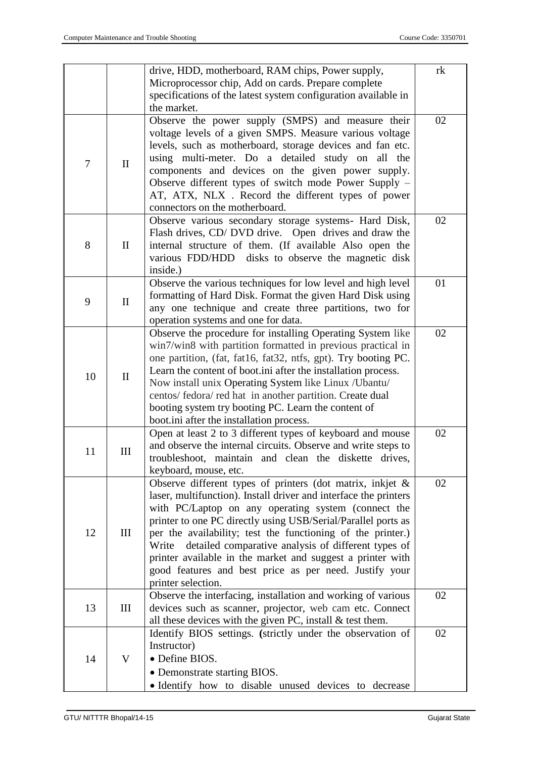| | | drive, HDD, motherboard, RAM chips, Power supply, Microprocessor chip, Add on cards. Prepare complete specifications of the latest system configuration available in the market. | rk |
|---|---|---|---|
| 7 | II | Observe the power supply (SMPS) and measure their voltage levels of a given SMPS. Measure various voltage levels, such as motherboard, storage devices and fan etc. using multi-meter. Do a detailed study on all the components and devices on the given power supply. Observe different types of switch mode Power Supply – AT, ATX, NLX . Record the different types of power connectors on the motherboard. | 02 |
| 8 | II | Observe various secondary storage systems- Hard Disk, Flash drives, CD/ DVD drive. Open drives and draw the internal structure of them. (If available Also open the various FDD/HDD disks to observe the magnetic disk inside.) | 02 |
| 9 | II | Observe the various techniques for low level and high level formatting of Hard Disk. Format the given Hard Disk using any one technique and create three partitions, two for operation systems and one for data. | 01 |
| 10 | II | Observe the procedure for installing Operating System like win7/win8 with partition formatted in previous practical in one partition, (fat, fat16, fat32, ntfs, gpt). Try booting PC. Learn the content of boot.ini after the installation process. Now install unix Operating System like Linux /Ubantu/ centos/ fedora/ red hat in another partition. Create dual booting system try booting PC. Learn the content of boot.ini after the installation process. | 02 |
| 11 | III | Open at least 2 to 3 different types of keyboard and mouse and observe the internal circuits. Observe and write steps to troubleshoot, maintain and clean the diskette drives, keyboard, mouse, etc. | 02 |
| 12 | III | Observe different types of printers (dot matrix, inkjet & laser, multifunction). Install driver and interface the printers with PC/Laptop on any operating system (connect the printer to one PC directly using USB/Serial/Parallel ports as per the availability; test the functioning of the printer.) Write detailed comparative analysis of different types of printer available in the market and suggest a printer with good features and best price as per need. Justify your printer selection. | 02 |
| 13 | III | Observe the interfacing, installation and working of various devices such as scanner, projector, web cam etc. Connect all these devices with the given PC, install & test them. | 02 |
| 14 | V | Identify BIOS settings. **(**strictly under the observation of Instructor)<br>• Define BIOS.<br>• Demonstrate starting BIOS.<br>• Identify how to disable unused devices to decrease | 02 |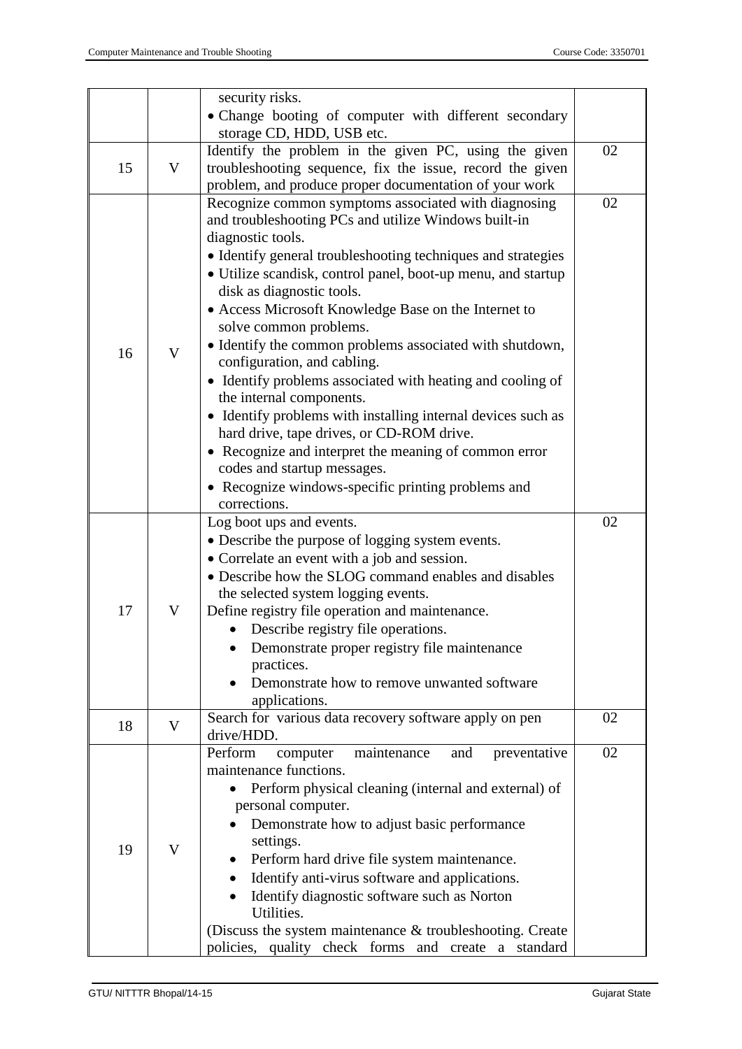|  |  |  |  |
|---|---|---|---|
|  |  | security risks.<br>• Change booting of computer with different secondary storage CD, HDD, USB etc. |  |
| 15 | V | Identify the problem in the given PC, using the given troubleshooting sequence, fix the issue, record the given problem, and produce proper documentation of your work | 02 |
| 16 | V | Recognize common symptoms associated with diagnosing and troubleshooting PCs and utilize Windows built-in diagnostic tools.<br>• Identify general troubleshooting techniques and strategies<br>• Utilize scandisk, control panel, boot-up menu, and startup disk as diagnostic tools.<br>• Access Microsoft Knowledge Base on the Internet to solve common problems.<br>• Identify the common problems associated with shutdown, configuration, and cabling.<br>• Identify problems associated with heating and cooling of the internal components.<br>• Identify problems with installing internal devices such as hard drive, tape drives, or CD-ROM drive.<br>• Recognize and interpret the meaning of common error codes and startup messages.<br>• Recognize windows-specific printing problems and corrections. | 02 |
| 17 | V | Log boot ups and events.<br>• Describe the purpose of logging system events.<br>• Correlate an event with a job and session.<br>• Describe how the SLOG command enables and disables the selected system logging events.<br>Define registry file operation and maintenance.<br>• Describe registry file operations.<br>• Demonstrate proper registry file maintenance practices.<br>• Demonstrate how to remove unwanted software applications. | 02 |
| 18 | V | Search for various data recovery software apply on pen drive/HDD. | 02 |
| 19 | V | Perform computer maintenance and preventative maintenance functions.<br>• Perform physical cleaning (internal and external) of personal computer.<br>• Demonstrate how to adjust basic performance settings.<br>• Perform hard drive file system maintenance.<br>• Identify anti-virus software and applications.<br>• Identify diagnostic software such as Norton Utilities.<br>(Discuss the system maintenance & troubleshooting. Create policies, quality check forms and create a standard | 02 |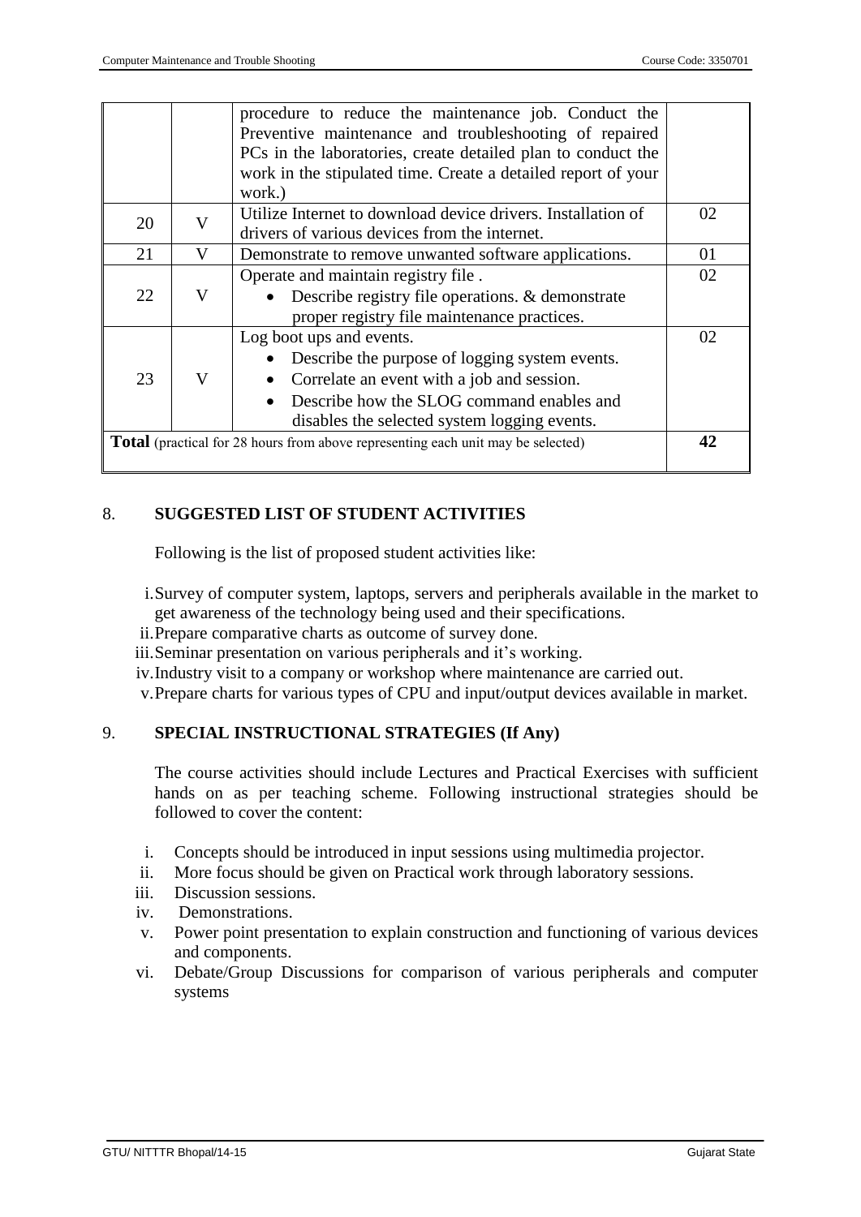| | | | |
|---|---|---|---|
| | | procedure to reduce the maintenance job. Conduct the Preventive maintenance and troubleshooting of repaired PCs in the laboratories, create detailed plan to conduct the work in the stipulated time. Create a detailed report of your work.) | |
| 20 | V | Utilize Internet to download device drivers. Installation of drivers of various devices from the internet. | 02 |
| 21 | V | Demonstrate to remove unwanted software applications. | 01 |
| 22 | V | Operate and maintain registry file .<br>• Describe registry file operations. & demonstrate proper registry file maintenance practices. | 02 |
| 23 | V | Log boot ups and events.<br>• Describe the purpose of logging system events.<br>• Correlate an event with a job and session.<br>• Describe how the SLOG command enables and disables the selected system logging events. | 02 |
| **Total** (practical for 28 hours from above representing each unit may be selected) | | | **42** |

## 8. SUGGESTED LIST OF STUDENT ACTIVITIES

Following is the list of proposed student activities like:

i. Survey of computer system, laptops, servers and peripherals available in the market to get awareness of the technology being used and their specifications.
ii. Prepare comparative charts as outcome of survey done.
iii. Seminar presentation on various peripherals and it's working.
iv. Industry visit to a company or workshop where maintenance are carried out.
v. Prepare charts for various types of CPU and input/output devices available in market.

## 9. SPECIAL INSTRUCTIONAL STRATEGIES (If Any)

The course activities should include Lectures and Practical Exercises with sufficient hands on as per teaching scheme. Following instructional strategies should be followed to cover the content:

i. Concepts should be introduced in input sessions using multimedia projector.
ii. More focus should be given on Practical work through laboratory sessions.
iii. Discussion sessions.
iv. Demonstrations.
v. Power point presentation to explain construction and functioning of various devices and components.
vi. Debate/Group Discussions for comparison of various peripherals and computer systems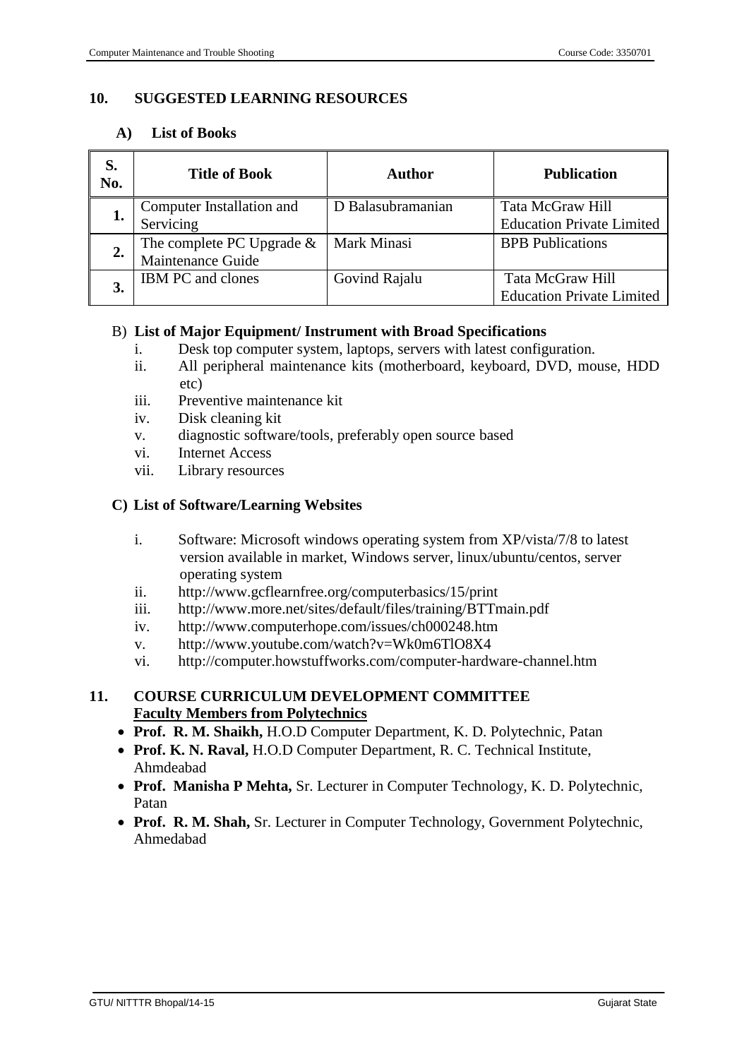## 10. SUGGESTED LEARNING RESOURCES

### A) List of Books

| S. No. | Title of Book | Author | Publication |
|---|---|---|---|
| 1. | Computer Installation and Servicing | D Balasubramanian | Tata McGraw Hill Education Private Limited |
| 2. | The complete PC Upgrade & Maintenance Guide | Mark Minasi | BPB Publications |
| 3. | IBM PC and clones | Govind Rajalu | Tata McGraw Hill Education Private Limited |

### B) List of Major Equipment/ Instrument with Broad Specifications

- i. Desk top computer system, laptops, servers with latest configuration.
- ii. All peripheral maintenance kits (motherboard, keyboard, DVD, mouse, HDD etc)
- iii. Preventive maintenance kit
- iv. Disk cleaning kit
- v. diagnostic software/tools, preferably open source based
- vi. Internet Access
- vii. Library resources

### C) List of Software/Learning Websites

- i. Software: Microsoft windows operating system from XP/vista/7/8 to latest version available in market, Windows server, linux/ubuntu/centos, server operating system
- ii. http://www.gcflearnfree.org/computerbasics/15/print
- iii. http://www.more.net/sites/default/files/training/BTTmain.pdf
- iv. http://www.computerhope.com/issues/ch000248.htm
- v. http://www.youtube.com/watch?v=Wk0m6TlO8X4
- vi. http://computer.howstuffworks.com/computer-hardware-channel.htm

## 11. COURSE CURRICULUM DEVELOPMENT COMMITTEE

**Faculty Members from Polytechnics**

- **Prof. R. M. Shaikh,** H.O.D Computer Department, K. D. Polytechnic, Patan
- **Prof. K. N. Raval,** H.O.D Computer Department, R. C. Technical Institute, Ahmdeabad
- **Prof. Manisha P Mehta,** Sr. Lecturer in Computer Technology, K. D. Polytechnic, Patan
- **Prof. R. M. Shah,** Sr. Lecturer in Computer Technology, Government Polytechnic, Ahmedabad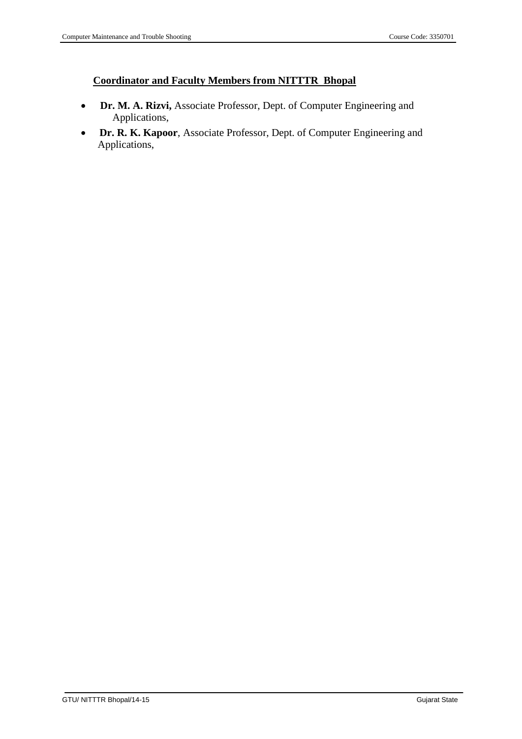**Coordinator and Faculty Members from NITTTR Bhopal**

- **Dr. M. A. Rizvi,** Associate Professor, Dept. of Computer Engineering and Applications,
- **Dr. R. K. Kapoor**, Associate Professor, Dept. of Computer Engineering and Applications,